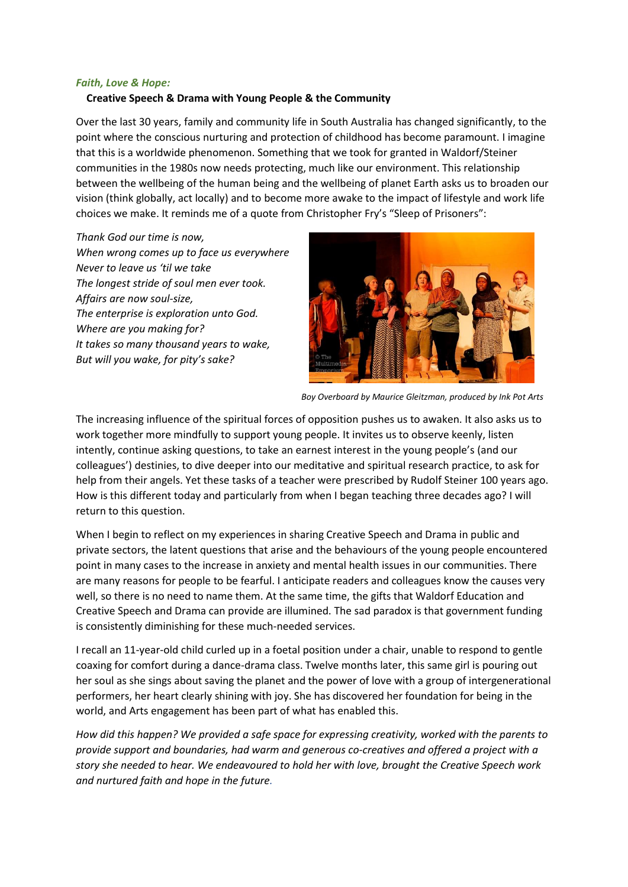*Faith, Love & Hope:*

**Creative Speech & Drama with Young People & the Community**

Over the last 30 years, family and community life in South Australia has changed significantly, to the point where the conscious nurturing and protection of childhood has become paramount. I imagine that this is a worldwide phenomenon. Something that we took for granted in Waldorf/Steiner communities in the 1980s now needs protecting, much like our environment. This relationship between the wellbeing of the human being and the wellbeing of planet Earth asks us to broaden our vision (think globally, act locally) and to become more awake to the impact of lifestyle and work life choices we make. It reminds me of a quote from Christopher Fry's "Sleep of Prisoners":

*Thank God our time is now,*
*When wrong comes up to face us everywhere*
*Never to leave us 'til we take*
*The longest stride of soul men ever took.*
*Affairs are now soul-size,*
*The enterprise is exploration unto God.*
*Where are you making for?*
*It takes so many thousand years to wake,*
*But will you wake, for pity's sake?*

*Boy Overboard by Maurice Gleitzman, produced by Ink Pot Arts*

The increasing influence of the spiritual forces of opposition pushes us to awaken. It also asks us to work together more mindfully to support young people. It invites us to observe keenly, listen intently, continue asking questions, to take an earnest interest in the young people's (and our colleagues') destinies, to dive deeper into our meditative and spiritual research practice, to ask for help from their angels. Yet these tasks of a teacher were prescribed by Rudolf Steiner 100 years ago. How is this different today and particularly from when I began teaching three decades ago? I will return to this question.

When I begin to reflect on my experiences in sharing Creative Speech and Drama in public and private sectors, the latent questions that arise and the behaviours of the young people encountered point in many cases to the increase in anxiety and mental health issues in our communities. There are many reasons for people to be fearful. I anticipate readers and colleagues know the causes very well, so there is no need to name them. At the same time, the gifts that Waldorf Education and Creative Speech and Drama can provide are illumined. The sad paradox is that government funding is consistently diminishing for these much-needed services.

I recall an 11-year-old child curled up in a foetal position under a chair, unable to respond to gentle coaxing for comfort during a dance-drama class. Twelve months later, this same girl is pouring out her soul as she sings about saving the planet and the power of love with a group of intergenerational performers, her heart clearly shining with joy. She has discovered her foundation for being in the world, and Arts engagement has been part of what has enabled this.

*How did this happen? We provided a safe space for expressing creativity, worked with the parents to provide support and boundaries, had warm and generous co-creatives and offered a project with a story she needed to hear. We endeavoured to hold her with love, brought the Creative Speech work and nurtured faith and hope in the future.*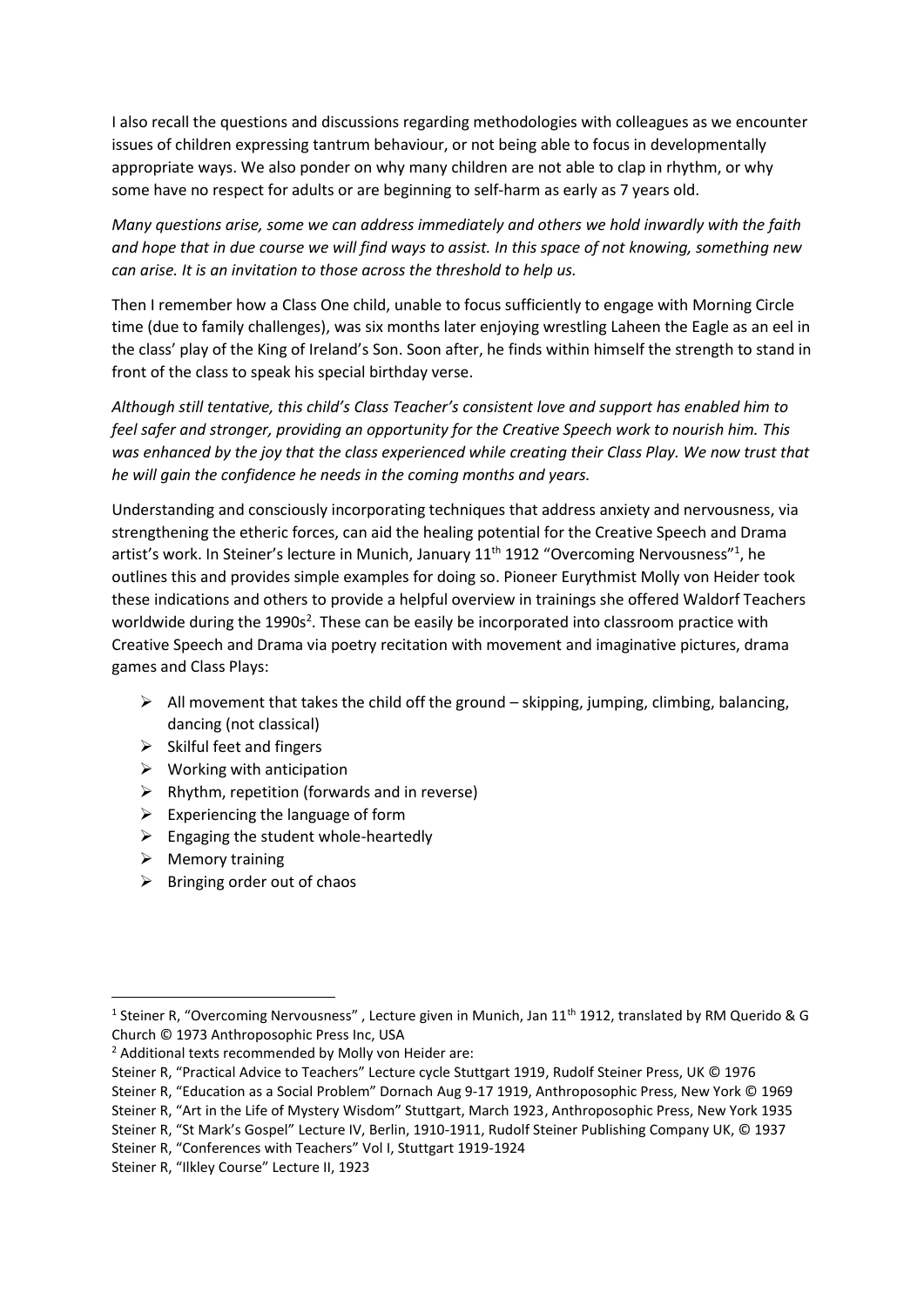I also recall the questions and discussions regarding methodologies with colleagues as we encounter issues of children expressing tantrum behaviour, or not being able to focus in developmentally appropriate ways. We also ponder on why many children are not able to clap in rhythm, or why some have no respect for adults or are beginning to self-harm as early as 7 years old.

*Many questions arise, some we can address immediately and others we hold inwardly with the faith and hope that in due course we will find ways to assist. In this space of not knowing, something new can arise. It is an invitation to those across the threshold to help us.*

Then I remember how a Class One child, unable to focus sufficiently to engage with Morning Circle time (due to family challenges), was six months later enjoying wrestling Laheen the Eagle as an eel in the class' play of the King of Ireland's Son. Soon after, he finds within himself the strength to stand in front of the class to speak his special birthday verse.

*Although still tentative, this child's Class Teacher's consistent love and support has enabled him to feel safer and stronger, providing an opportunity for the Creative Speech work to nourish him. This was enhanced by the joy that the class experienced while creating their Class Play. We now trust that he will gain the confidence he needs in the coming months and years.*

Understanding and consciously incorporating techniques that address anxiety and nervousness, via strengthening the etheric forces, can aid the healing potential for the Creative Speech and Drama artist's work. In Steiner's lecture in Munich, January 11th 1912 "Overcoming Nervousness"[1], he outlines this and provides simple examples for doing so. Pioneer Eurythmist Molly von Heider took these indications and others to provide a helpful overview in trainings she offered Waldorf Teachers worldwide during the 1990s[2]. These can be easily be incorporated into classroom practice with Creative Speech and Drama via poetry recitation with movement and imaginative pictures, drama games and Class Plays:

- All movement that takes the child off the ground – skipping, jumping, climbing, balancing, dancing (not classical)
- Skilful feet and fingers
- Working with anticipation
- Rhythm, repetition (forwards and in reverse)
- Experiencing the language of form
- Engaging the student whole-heartedly
- Memory training
- Bringing order out of chaos

---

[1] Steiner R, "Overcoming Nervousness" , Lecture given in Munich, Jan 11th 1912, translated by RM Querido & G Church © 1973 Anthroposophic Press Inc, USA

[2] Additional texts recommended by Molly von Heider are:

Steiner R, "Practical Advice to Teachers" Lecture cycle Stuttgart 1919, Rudolf Steiner Press, UK © 1976
Steiner R, "Education as a Social Problem" Dornach Aug 9-17 1919, Anthroposophic Press, New York © 1969
Steiner R, "Art in the Life of Mystery Wisdom" Stuttgart, March 1923, Anthroposophic Press, New York 1935
Steiner R, "St Mark's Gospel" Lecture IV, Berlin, 1910-1911, Rudolf Steiner Publishing Company UK, © 1937
Steiner R, "Conferences with Teachers" Vol I, Stuttgart 1919-1924
Steiner R, "Ilkley Course" Lecture II, 1923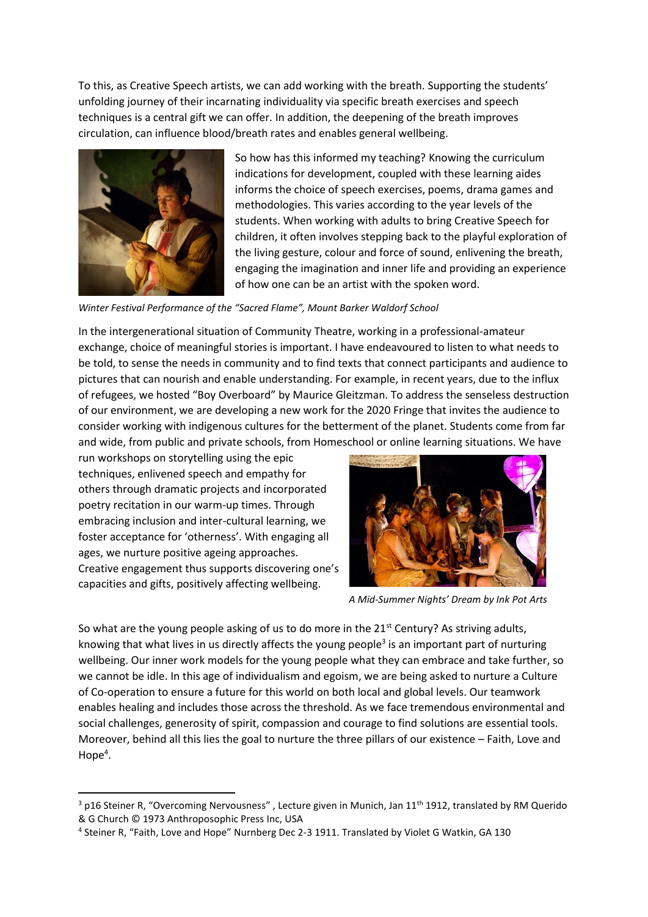To this, as Creative Speech artists, we can add working with the breath. Supporting the students' unfolding journey of their incarnating individuality via specific breath exercises and speech techniques is a central gift we can offer. In addition, the deepening of the breath improves circulation, can influence blood/breath rates and enables general wellbeing.

So how has this informed my teaching? Knowing the curriculum indications for development, coupled with these learning aides informs the choice of speech exercises, poems, drama games and methodologies. This varies according to the year levels of the students. When working with adults to bring Creative Speech for children, it often involves stepping back to the playful exploration of the living gesture, colour and force of sound, enlivening the breath, engaging the imagination and inner life and providing an experience of how one can be an artist with the spoken word.

*Winter Festival Performance of the "Sacred Flame", Mount Barker Waldorf School*

In the intergenerational situation of Community Theatre, working in a professional-amateur exchange, choice of meaningful stories is important. I have endeavoured to listen to what needs to be told, to sense the needs in community and to find texts that connect participants and audience to pictures that can nourish and enable understanding. For example, in recent years, due to the influx of refugees, we hosted "Boy Overboard" by Maurice Gleitzman. To address the senseless destruction of our environment, we are developing a new work for the 2020 Fringe that invites the audience to consider working with indigenous cultures for the betterment of the planet. Students come from far and wide, from public and private schools, from Homeschool or online learning situations. We have run workshops on storytelling using the epic techniques, enlivened speech and empathy for others through dramatic projects and incorporated poetry recitation in our warm-up times. Through embracing inclusion and inter-cultural learning, we foster acceptance for 'otherness'. With engaging all ages, we nurture positive ageing approaches. Creative engagement thus supports discovering one's capacities and gifts, positively affecting wellbeing.

*A Mid-Summer Nights' Dream by Ink Pot Arts*

So what are the young people asking of us to do more in the 21st Century? As striving adults, knowing that what lives in us directly affects the young people[3] is an important part of nurturing wellbeing. Our inner work models for the young people what they can embrace and take further, so we cannot be idle. In this age of individualism and egoism, we are being asked to nurture a Culture of Co-operation to ensure a future for this world on both local and global levels. Our teamwork enables healing and includes those across the threshold. As we face tremendous environmental and social challenges, generosity of spirit, compassion and courage to find solutions are essential tools. Moreover, behind all this lies the goal to nurture the three pillars of our existence – Faith, Love and Hope[4].

---

[3] p16 Steiner R, "Overcoming Nervousness" , Lecture given in Munich, Jan 11th 1912, translated by RM Querido & G Church © 1973 Anthroposophic Press Inc, USA

[4] Steiner R, "Faith, Love and Hope" Nurnberg Dec 2-3 1911. Translated by Violet G Watkin, GA 130